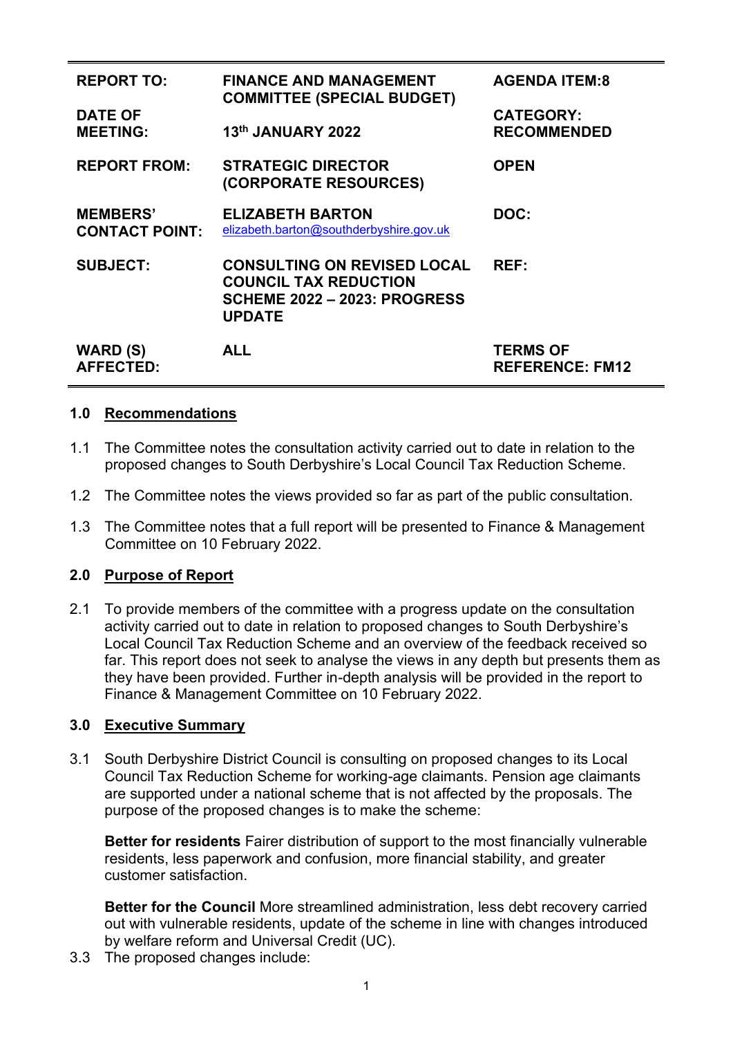| | | |
|---|---|---|
| **REPORT TO:** | **FINANCE AND MANAGEMENT COMMITTEE (SPECIAL BUDGET)** | **AGENDA ITEM:8** |
| **DATE OF MEETING:** | **13th JANUARY 2022** | **CATEGORY: RECOMMENDED** |
| **REPORT FROM:** | **STRATEGIC DIRECTOR (CORPORATE RESOURCES)** | **OPEN** |
| **MEMBERS' CONTACT POINT:** | **ELIZABETH BARTON** elizabeth.barton@southderbyshire.gov.uk | **DOC:** |
| **SUBJECT:** | **CONSULTING ON REVISED LOCAL COUNCIL TAX REDUCTION SCHEME 2022 – 2023: PROGRESS UPDATE** | **REF:** |
| **WARD (S) AFFECTED:** | **ALL** | **TERMS OF REFERENCE: FM12** |

## 1.0 Recommendations

1.1 The Committee notes the consultation activity carried out to date in relation to the proposed changes to South Derbyshire's Local Council Tax Reduction Scheme.

1.2 The Committee notes the views provided so far as part of the public consultation.

1.3 The Committee notes that a full report will be presented to Finance & Management Committee on 10 February 2022.

## 2.0 Purpose of Report

2.1 To provide members of the committee with a progress update on the consultation activity carried out to date in relation to proposed changes to South Derbyshire's Local Council Tax Reduction Scheme and an overview of the feedback received so far. This report does not seek to analyse the views in any depth but presents them as they have been provided. Further in-depth analysis will be provided in the report to Finance & Management Committee on 10 February 2022.

## 3.0 Executive Summary

3.1 South Derbyshire District Council is consulting on proposed changes to its Local Council Tax Reduction Scheme for working-age claimants. Pension age claimants are supported under a national scheme that is not affected by the proposals. The purpose of the proposed changes is to make the scheme:

**Better for residents** Fairer distribution of support to the most financially vulnerable residents, less paperwork and confusion, more financial stability, and greater customer satisfaction.

**Better for the Council** More streamlined administration, less debt recovery carried out with vulnerable residents, update of the scheme in line with changes introduced by welfare reform and Universal Credit (UC).

3.3 The proposed changes include: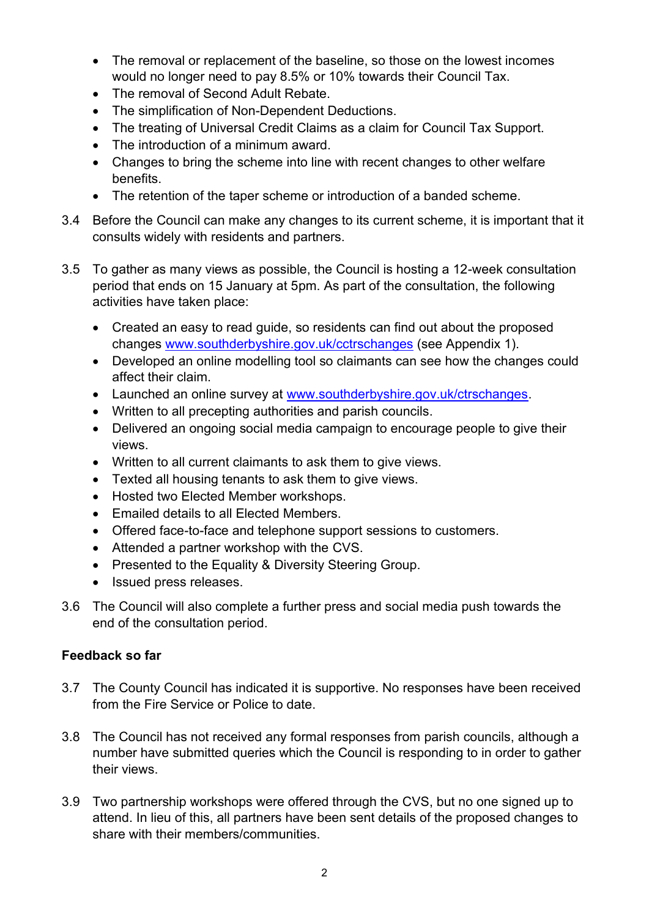- The removal or replacement of the baseline, so those on the lowest incomes would no longer need to pay 8.5% or 10% towards their Council Tax.
- The removal of Second Adult Rebate.
- The simplification of Non-Dependent Deductions.
- The treating of Universal Credit Claims as a claim for Council Tax Support.
- The introduction of a minimum award.
- Changes to bring the scheme into line with recent changes to other welfare benefits.
- The retention of the taper scheme or introduction of a banded scheme.

3.4 Before the Council can make any changes to its current scheme, it is important that it consults widely with residents and partners.

3.5 To gather as many views as possible, the Council is hosting a 12-week consultation period that ends on 15 January at 5pm. As part of the consultation, the following activities have taken place:

- Created an easy to read guide, so residents can find out about the proposed changes www.southderbyshire.gov.uk/cctrschanges (see Appendix 1).
- Developed an online modelling tool so claimants can see how the changes could affect their claim.
- Launched an online survey at www.southderbyshire.gov.uk/ctrschanges.
- Written to all precepting authorities and parish councils.
- Delivered an ongoing social media campaign to encourage people to give their views.
- Written to all current claimants to ask them to give views.
- Texted all housing tenants to ask them to give views.
- Hosted two Elected Member workshops.
- Emailed details to all Elected Members.
- Offered face-to-face and telephone support sessions to customers.
- Attended a partner workshop with the CVS.
- Presented to the Equality & Diversity Steering Group.
- Issued press releases.

3.6 The Council will also complete a further press and social media push towards the end of the consultation period.

**Feedback so far**

3.7 The County Council has indicated it is supportive. No responses have been received from the Fire Service or Police to date.

3.8 The Council has not received any formal responses from parish councils, although a number have submitted queries which the Council is responding to in order to gather their views.

3.9 Two partnership workshops were offered through the CVS, but no one signed up to attend. In lieu of this, all partners have been sent details of the proposed changes to share with their members/communities.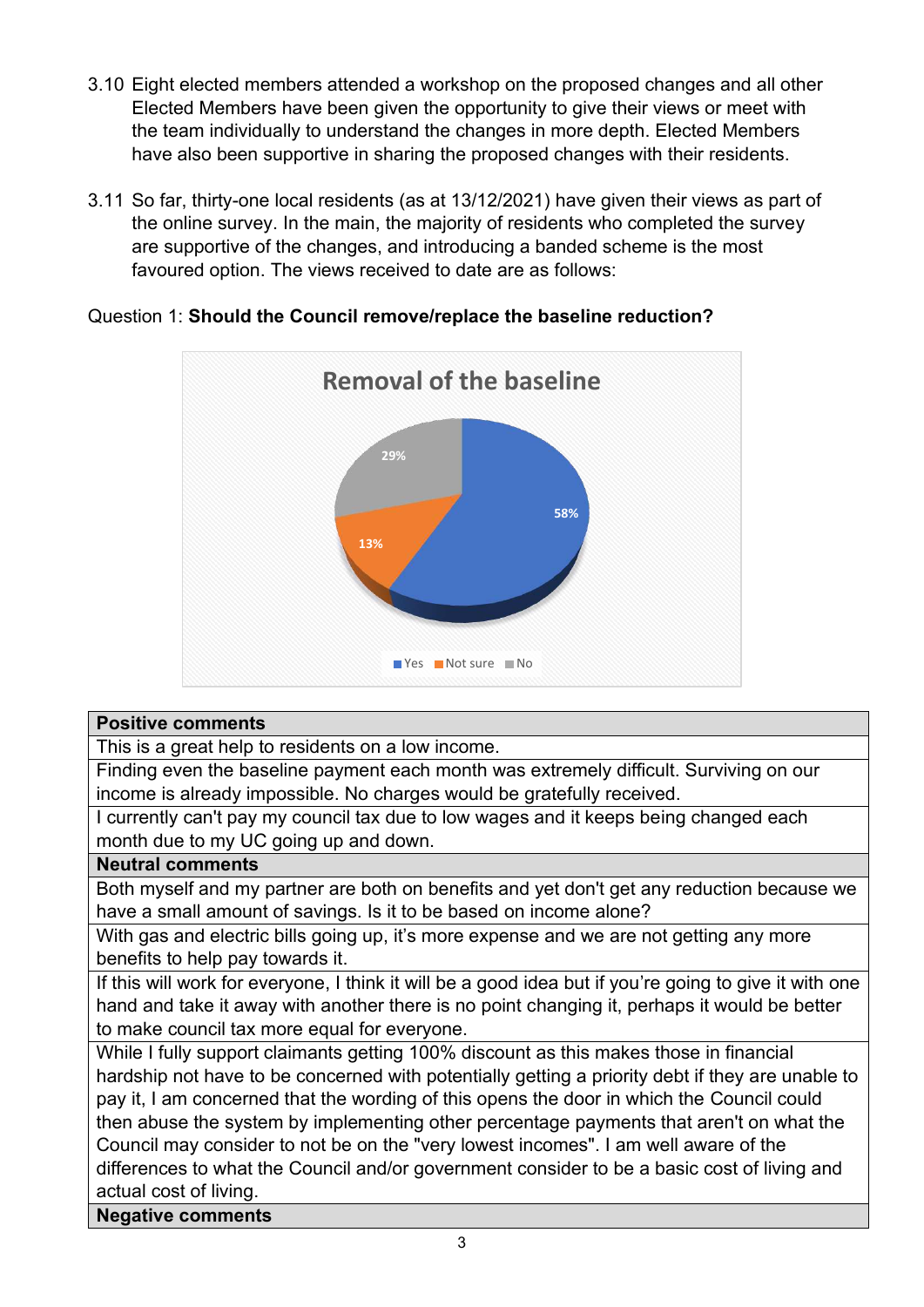3.10 Eight elected members attended a workshop on the proposed changes and all other Elected Members have been given the opportunity to give their views or meet with the team individually to understand the changes in more depth. Elected Members have also been supportive in sharing the proposed changes with their residents.

3.11 So far, thirty-one local residents (as at 13/12/2021) have given their views as part of the online survey. In the main, the majority of residents who completed the survey are supportive of the changes, and introducing a banded scheme is the most favoured option. The views received to date are as follows:

Question 1: **Should the Council remove/replace the baseline reduction?**

**Removal of the baseline**

- Yes: 58%
- Not sure: 13%
- No: 29%

| **Positive comments** |
|---|
| This is a great help to residents on a low income. |
| Finding even the baseline payment each month was extremely difficult. Surviving on our income is already impossible. No charges would be gratefully received. |
| I currently can't pay my council tax due to low wages and it keeps being changed each month due to my UC going up and down. |
| **Neutral comments** |
| Both myself and my partner are both on benefits and yet don't get any reduction because we have a small amount of savings. Is it to be based on income alone? |
| With gas and electric bills going up, it's more expense and we are not getting any more benefits to help pay towards it. |
| If this will work for everyone, I think it will be a good idea but if you're going to give it with one hand and take it away with another there is no point changing it, perhaps it would be better to make council tax more equal for everyone. |
| While I fully support claimants getting 100% discount as this makes those in financial hardship not have to be concerned with potentially getting a priority debt if they are unable to pay it, I am concerned that the wording of this opens the door in which the Council could then abuse the system by implementing other percentage payments that aren't on what the Council may consider to not be on the "very lowest incomes". I am well aware of the differences to what the Council and/or government consider to be a basic cost of living and actual cost of living. |
| **Negative comments** |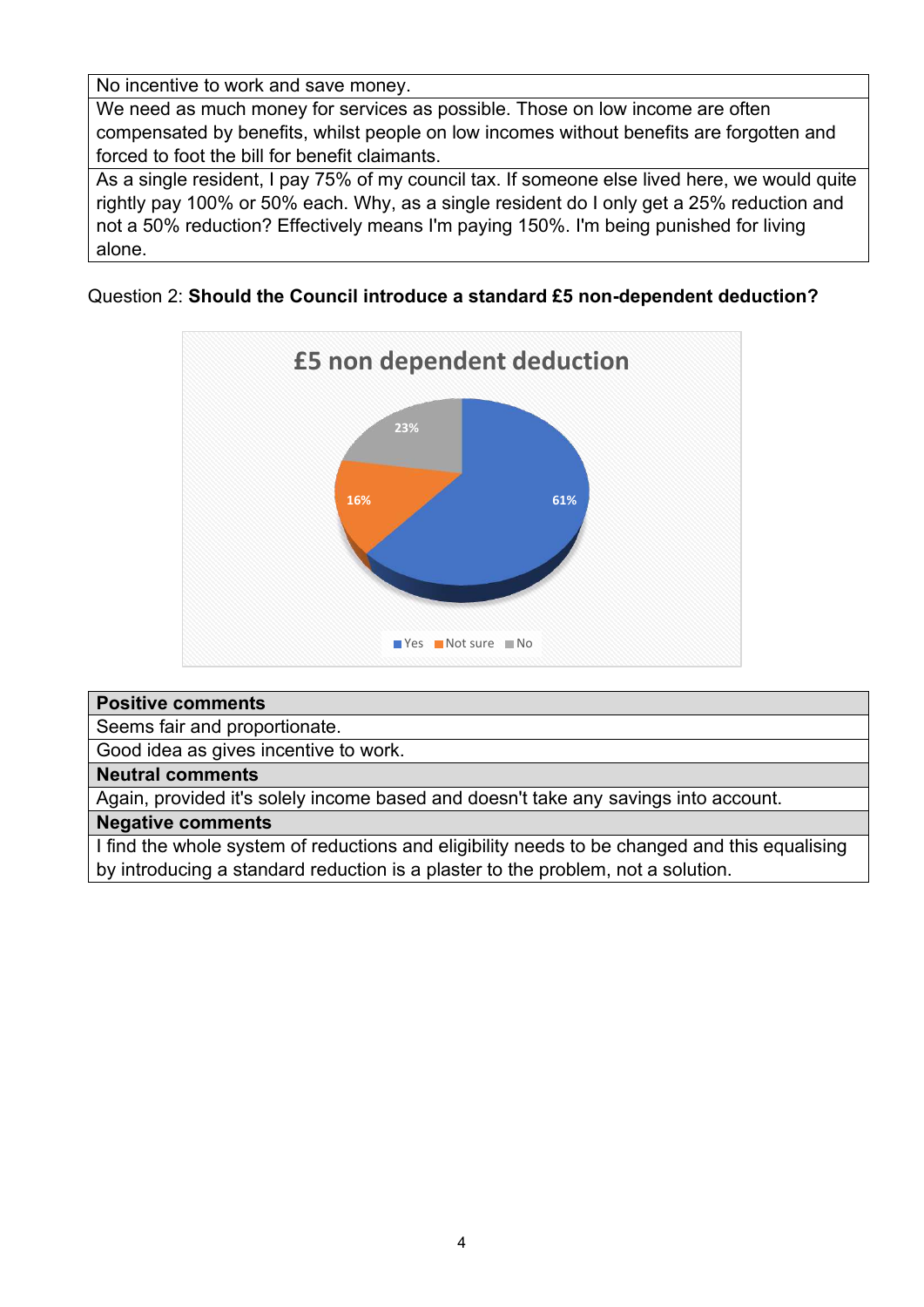| No incentive to work and save money. |
|---|
| We need as much money for services as possible. Those on low income are often compensated by benefits, whilst people on low incomes without benefits are forgotten and forced to foot the bill for benefit claimants. |
| As a single resident, I pay 75% of my council tax. If someone else lived here, we would quite rightly pay 100% or 50% each. Why, as a single resident do I only get a 25% reduction and not a 50% reduction? Effectively means I'm paying 150%. I'm being punished for living alone. |

Question 2: **Should the Council introduce a standard £5 non-dependent deduction?**

| **Positive comments** |
|---|
| Seems fair and proportionate. |
| Good idea as gives incentive to work. |
| **Neutral comments** |
| Again, provided it's solely income based and doesn't take any savings into account. |
| **Negative comments** |
| I find the whole system of reductions and eligibility needs to be changed and this equalising by introducing a standard reduction is a plaster to the problem, not a solution. |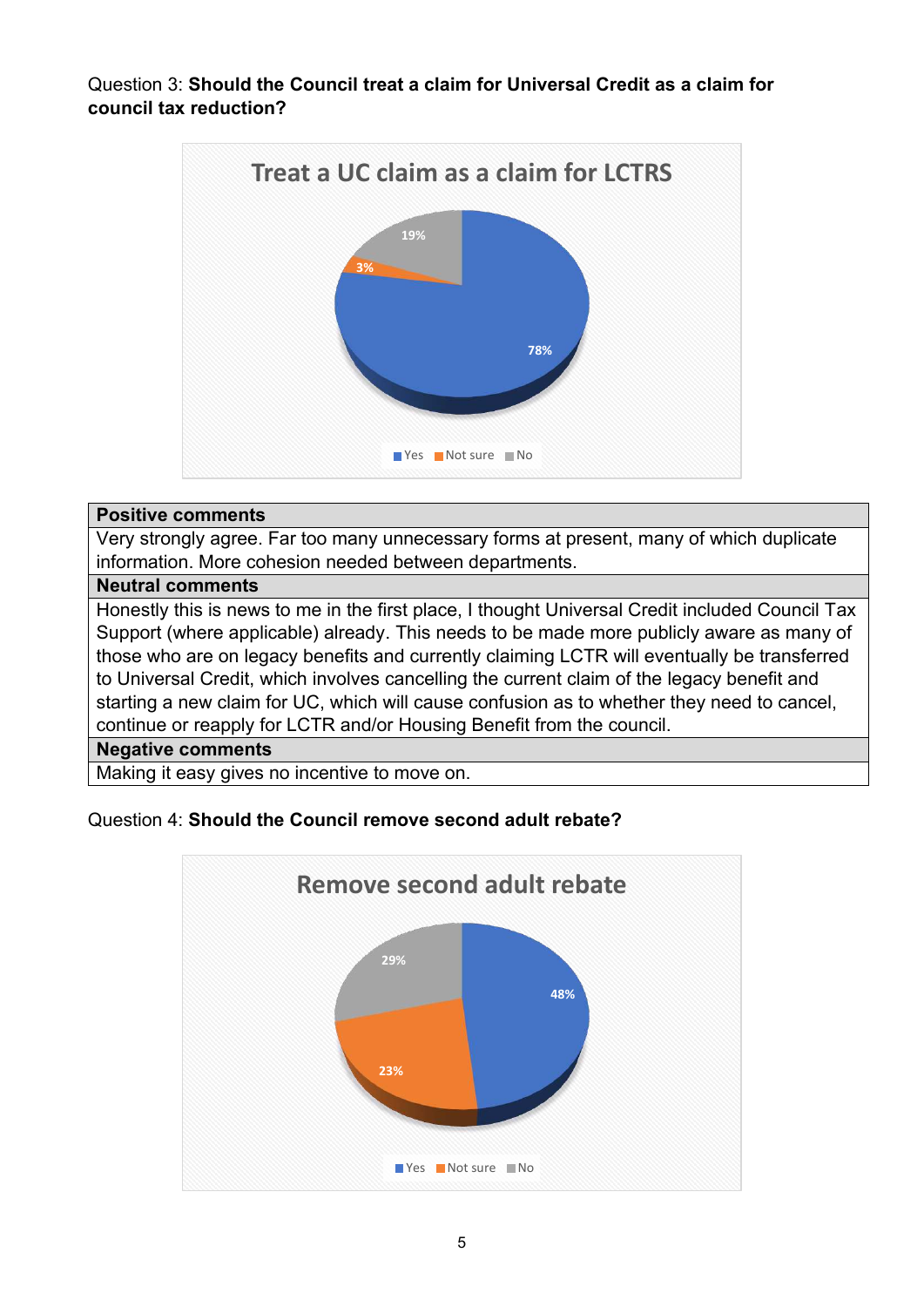Question 3: **Should the Council treat a claim for Universal Credit as a claim for council tax reduction?**

**Treat a UC claim as a claim for LCTRS**

| Response | Percentage |
| --- | --- |
| Yes | 78% |
| Not sure | 3% |
| No | 19% |

| **Positive comments** |
| --- |
| Very strongly agree. Far too many unnecessary forms at present, many of which duplicate information. More cohesion needed between departments. |
| **Neutral comments** |
| Honestly this is news to me in the first place, I thought Universal Credit included Council Tax Support (where applicable) already. This needs to be made more publicly aware as many of those who are on legacy benefits and currently claiming LCTR will eventually be transferred to Universal Credit, which involves cancelling the current claim of the legacy benefit and starting a new claim for UC, which will cause confusion as to whether they need to cancel, continue or reapply for LCTR and/or Housing Benefit from the council. |
| **Negative comments** |
| Making it easy gives no incentive to move on. |

Question 4: **Should the Council remove second adult rebate?**

**Remove second adult rebate**

| Response | Percentage |
| --- | --- |
| Yes | 48% |
| Not sure | 23% |
| No | 29% |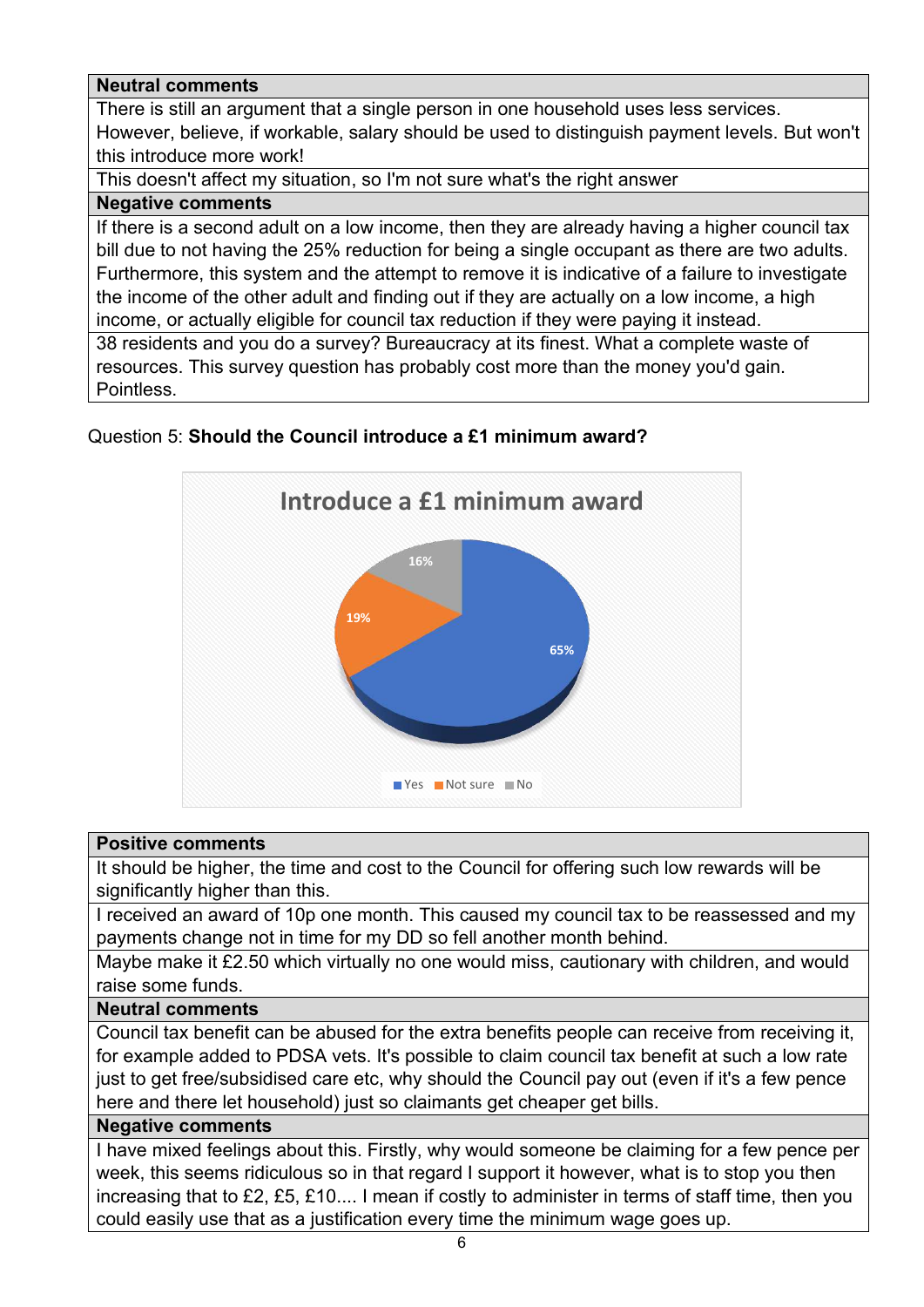| Neutral comments |
| --- |
| There is still an argument that a single person in one household uses less services. However, believe, if workable, salary should be used to distinguish payment levels. But won't this introduce more work! |
| This doesn't affect my situation, so I'm not sure what's the right answer |
| **Negative comments** |
| If there is a second adult on a low income, then they are already having a higher council tax bill due to not having the 25% reduction for being a single occupant as there are two adults. Furthermore, this system and the attempt to remove it is indicative of a failure to investigate the income of the other adult and finding out if they are actually on a low income, a high income, or actually eligible for council tax reduction if they were paying it instead. |
| 38 residents and you do a survey? Bureaucracy at its finest. What a complete waste of resources. This survey question has probably cost more than the money you'd gain. Pointless. |

Question 5: **Should the Council introduce a £1 minimum award?**

**Introduce a £1 minimum award**

| Response | Percentage |
| --- | --- |
| Yes | 65% |
| Not sure | 19% |
| No | 16% |

| Positive comments |
| --- |
| It should be higher, the time and cost to the Council for offering such low rewards will be significantly higher than this. |
| I received an award of 10p one month. This caused my council tax to be reassessed and my payments change not in time for my DD so fell another month behind. |
| Maybe make it £2.50 which virtually no one would miss, cautionary with children, and would raise some funds. |
| **Neutral comments** |
| Council tax benefit can be abused for the extra benefits people can receive from receiving it, for example added to PDSA vets. It's possible to claim council tax benefit at such a low rate just to get free/subsidised care etc, why should the Council pay out (even if it's a few pence here and there let household) just so claimants get cheaper get bills. |
| **Negative comments** |
| I have mixed feelings about this. Firstly, why would someone be claiming for a few pence per week, this seems ridiculous so in that regard I support it however, what is to stop you then increasing that to £2, £5, £10.... I mean if costly to administer in terms of staff time, then you could easily use that as a justification every time the minimum wage goes up. |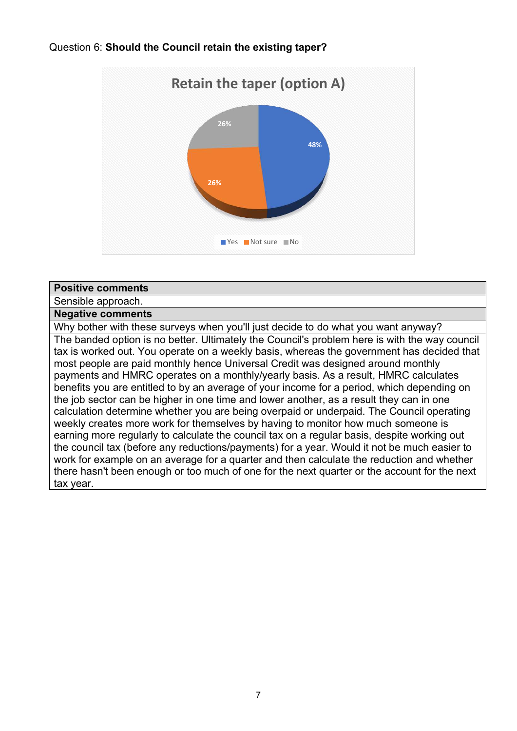Question 6: **Should the Council retain the existing taper?**

Retain the taper (option A)

- Yes: 48%
- Not sure: 26%
- No: 26%

| **Positive comments** |
| --- |
| Sensible approach. |
| **Negative comments** |
| Why bother with these surveys when you'll just decide to do what you want anyway? |
| The banded option is no better. Ultimately the Council's problem here is with the way council tax is worked out. You operate on a weekly basis, whereas the government has decided that most people are paid monthly hence Universal Credit was designed around monthly payments and HMRC operates on a monthly/yearly basis. As a result, HMRC calculates benefits you are entitled to by an average of your income for a period, which depending on the job sector can be higher in one time and lower another, as a result they can in one calculation determine whether you are being overpaid or underpaid. The Council operating weekly creates more work for themselves by having to monitor how much someone is earning more regularly to calculate the council tax on a regular basis, despite working out the council tax (before any reductions/payments) for a year. Would it not be much easier to work for example on an average for a quarter and then calculate the reduction and whether there hasn't been enough or too much of one for the next quarter or the account for the next tax year. |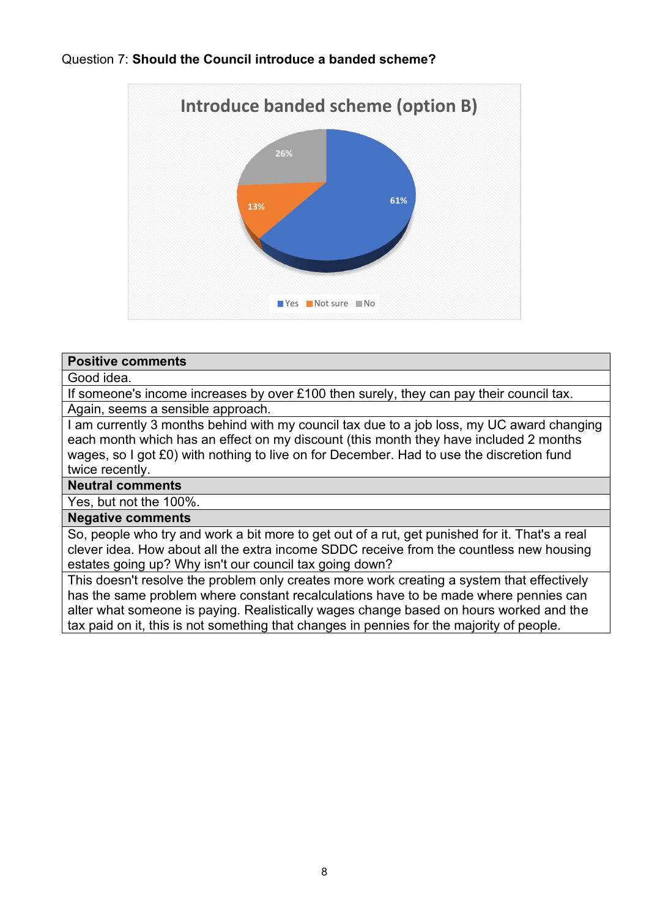Question 7: **Should the Council introduce a banded scheme?**

**Introduce banded scheme (option B)**

- Yes: 61%
- Not sure: 13%
- No: 26%

| **Positive comments** |
|---|
| Good idea. |
| If someone's income increases by over £100 then surely, they can pay their council tax. |
| Again, seems a sensible approach. |
| I am currently 3 months behind with my council tax due to a job loss, my UC award changing each month which has an effect on my discount (this month they have included 2 months wages, so I got £0) with nothing to live on for December. Had to use the discretion fund twice recently. |
| **Neutral comments** |
| Yes, but not the 100%. |
| **Negative comments** |
| So, people who try and work a bit more to get out of a rut, get punished for it. That's a real clever idea. How about all the extra income SDDC receive from the countless new housing estates going up? Why isn't our council tax going down? |
| This doesn't resolve the problem only creates more work creating a system that effectively has the same problem where constant recalculations have to be made where pennies can alter what someone is paying. Realistically wages change based on hours worked and the tax paid on it, this is not something that changes in pennies for the majority of people. |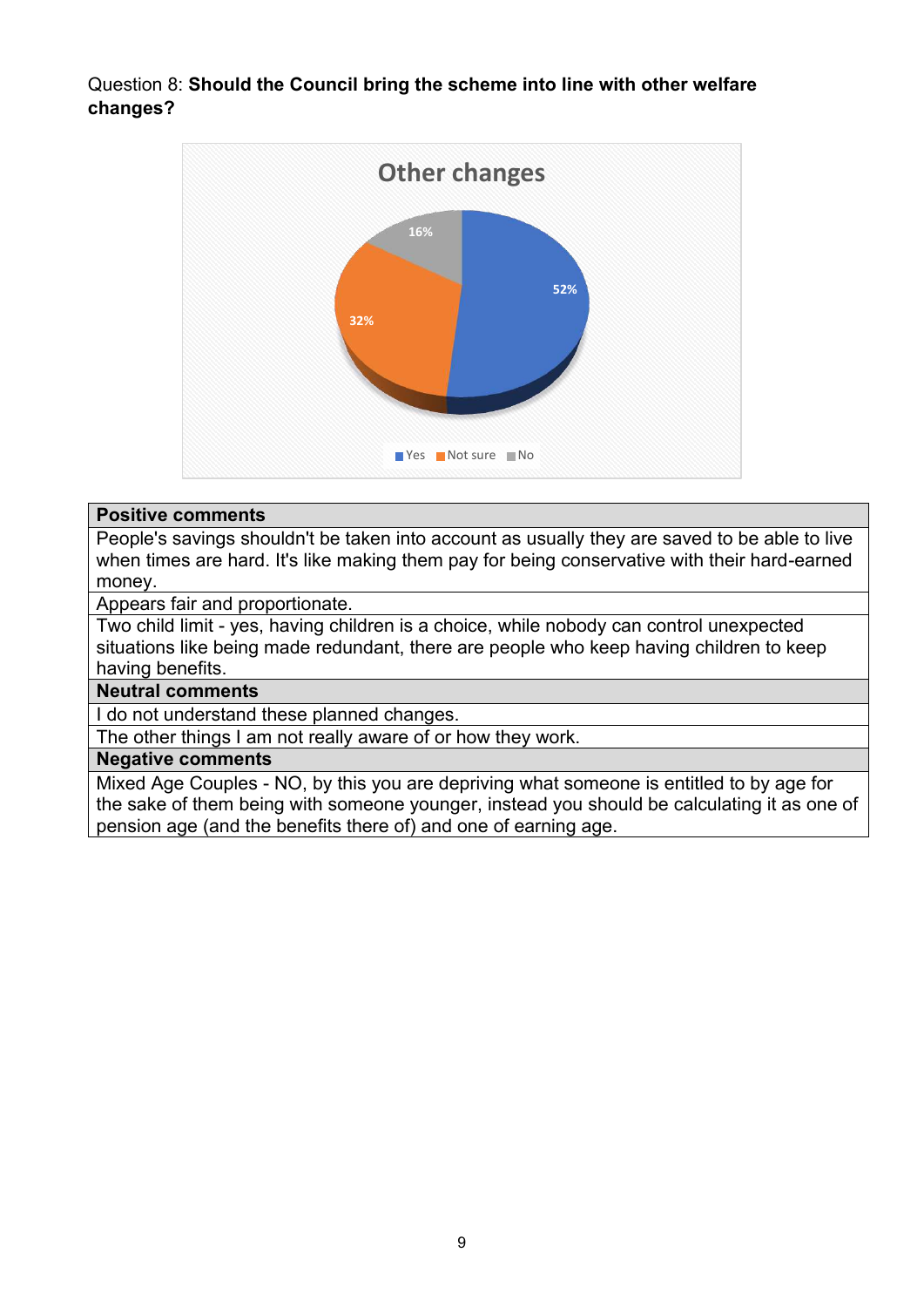Question 8: **Should the Council bring the scheme into line with other welfare changes?**

**Other changes**

- Yes: 52%
- Not sure: 32%
- No: 16%

| **Positive comments** |
|---|
| People's savings shouldn't be taken into account as usually they are saved to be able to live when times are hard. It's like making them pay for being conservative with their hard-earned money. |
| Appears fair and proportionate. |
| Two child limit - yes, having children is a choice, while nobody can control unexpected situations like being made redundant, there are people who keep having children to keep having benefits. |
| **Neutral comments** |
| I do not understand these planned changes. |
| The other things I am not really aware of or how they work. |
| **Negative comments** |
| Mixed Age Couples - NO, by this you are depriving what someone is entitled to by age for the sake of them being with someone younger, instead you should be calculating it as one of pension age (and the benefits there of) and one of earning age. |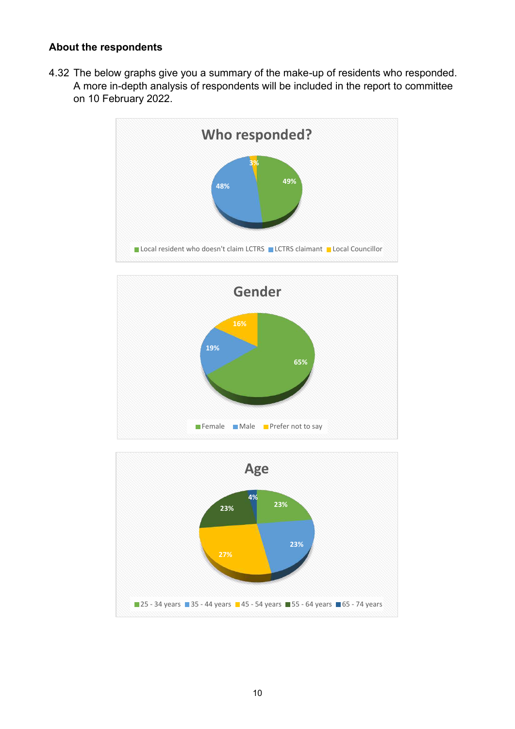**About the respondents**

4.32 The below graphs give you a summary of the make-up of residents who responded. A more in-depth analysis of respondents will be included in the report to committee on 10 February 2022.

**Who responded?**

| Category | Percentage |
|---|---|
| Local resident who doesn't claim LCTRS | 49% |
| LCTRS claimant | 48% |
| Local Councillor | 3% |

**Gender**

| Category | Percentage |
|---|---|
| Female | 65% |
| Male | 19% |
| Prefer not to say | 16% |

**Age**

| Category | Percentage |
|---|---|
| 25 - 34 years | 23% |
| 35 - 44 years | 23% |
| 45 - 54 years | 27% |
| 55 - 64 years | 23% |
| 65 - 74 years | 4% |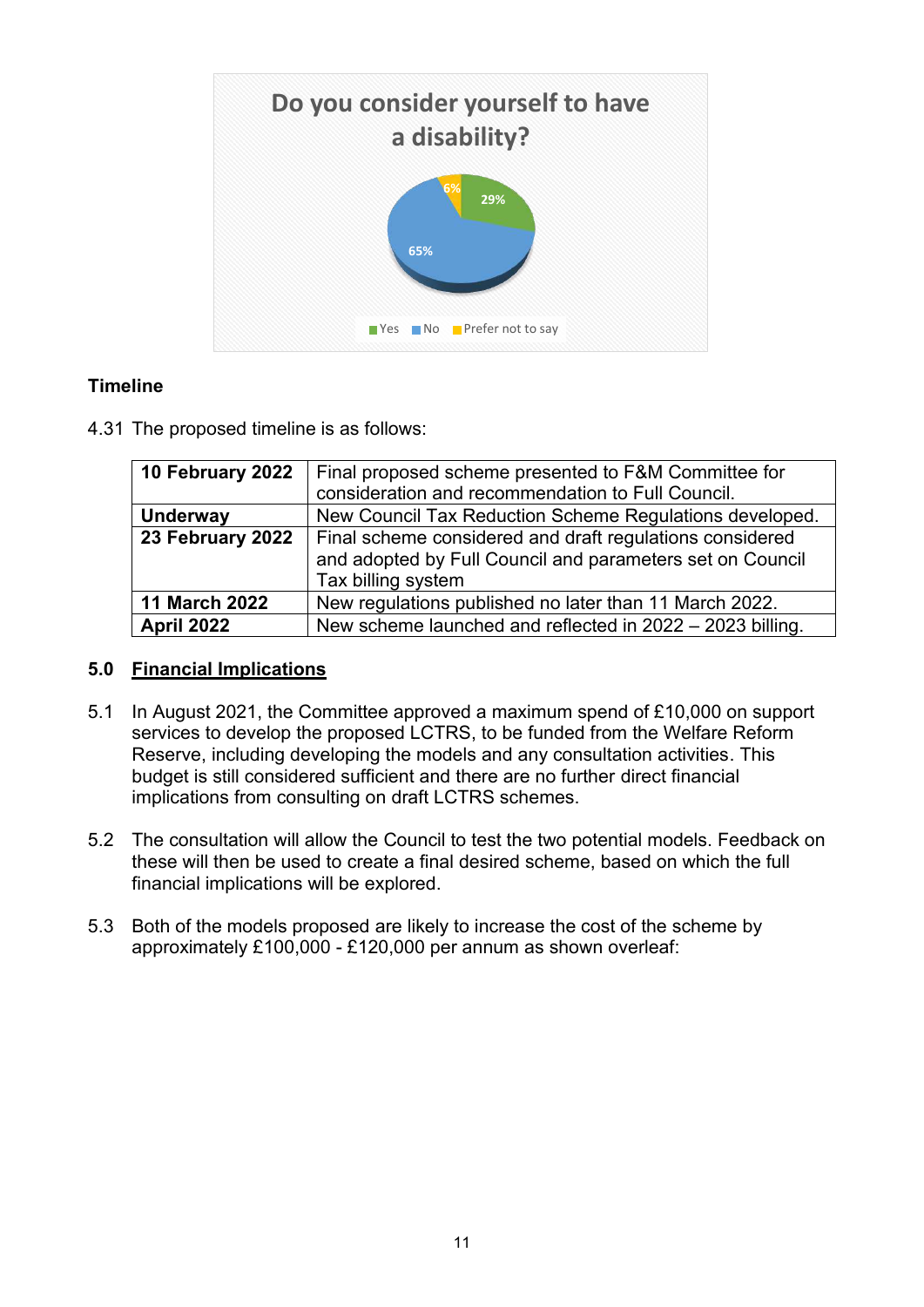Do you consider yourself to have a disability?

6% 29% 65%

Yes No Prefer not to say

**Timeline**

4.31 The proposed timeline is as follows:

| | |
|---|---|
| **10 February 2022** | Final proposed scheme presented to F&M Committee for consideration and recommendation to Full Council. |
| **Underway** | New Council Tax Reduction Scheme Regulations developed. |
| **23 February 2022** | Final scheme considered and draft regulations considered and adopted by Full Council and parameters set on Council Tax billing system |
| **11 March 2022** | New regulations published no later than 11 March 2022. |
| **April 2022** | New scheme launched and reflected in 2022 – 2023 billing. |

## 5.0 Financial Implications

5.1 In August 2021, the Committee approved a maximum spend of £10,000 on support services to develop the proposed LCTRS, to be funded from the Welfare Reform Reserve, including developing the models and any consultation activities. This budget is still considered sufficient and there are no further direct financial implications from consulting on draft LCTRS schemes.

5.2 The consultation will allow the Council to test the two potential models. Feedback on these will then be used to create a final desired scheme, based on which the full financial implications will be explored.

5.3 Both of the models proposed are likely to increase the cost of the scheme by approximately £100,000 - £120,000 per annum as shown overleaf: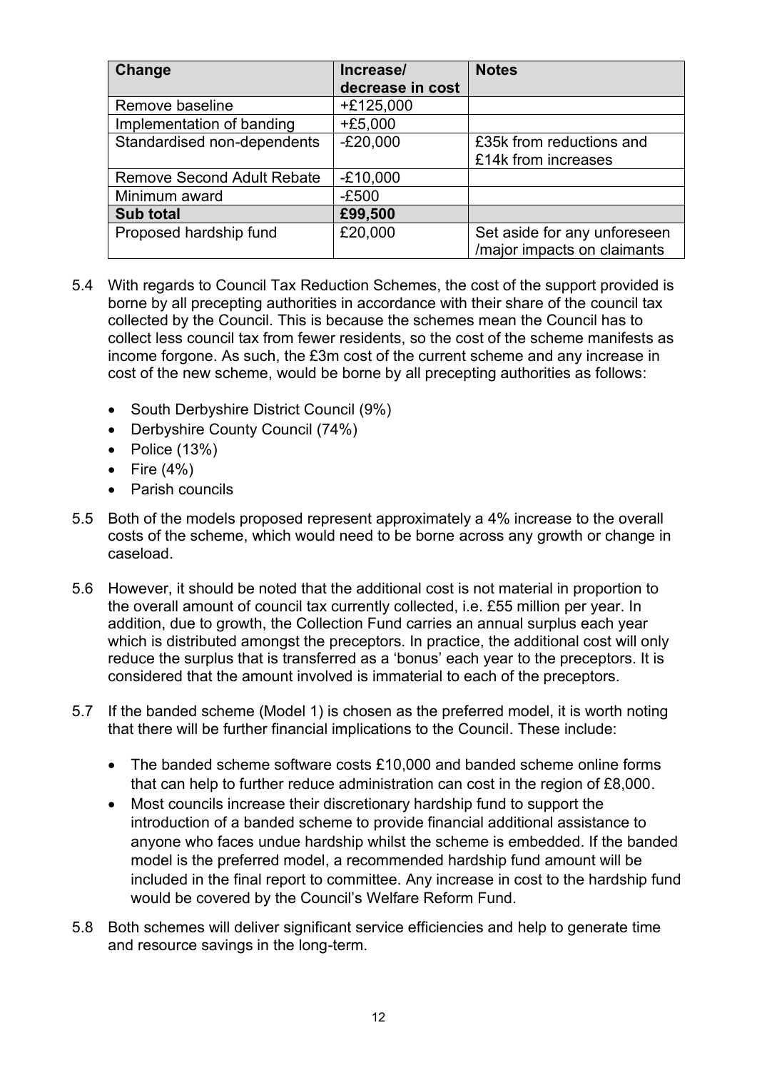| Change | Increase/ decrease in cost | Notes |
| --- | --- | --- |
| Remove baseline | +£125,000 | |
| Implementation of banding | +£5,000 | |
| Standardised non-dependents | -£20,000 | £35k from reductions and £14k from increases |
| Remove Second Adult Rebate | -£10,000 | |
| Minimum award | -£500 | |
| **Sub total** | **£99,500** | |
| Proposed hardship fund | £20,000 | Set aside for any unforeseen /major impacts on claimants |

5.4 With regards to Council Tax Reduction Schemes, the cost of the support provided is borne by all precepting authorities in accordance with their share of the council tax collected by the Council. This is because the schemes mean the Council has to collect less council tax from fewer residents, so the cost of the scheme manifests as income forgone. As such, the £3m cost of the current scheme and any increase in cost of the new scheme, would be borne by all precepting authorities as follows:

- South Derbyshire District Council (9%)
- Derbyshire County Council (74%)
- Police (13%)
- Fire (4%)
- Parish councils

5.5 Both of the models proposed represent approximately a 4% increase to the overall costs of the scheme, which would need to be borne across any growth or change in caseload.

5.6 However, it should be noted that the additional cost is not material in proportion to the overall amount of council tax currently collected, i.e. £55 million per year. In addition, due to growth, the Collection Fund carries an annual surplus each year which is distributed amongst the preceptors. In practice, the additional cost will only reduce the surplus that is transferred as a 'bonus' each year to the preceptors. It is considered that the amount involved is immaterial to each of the preceptors.

5.7 If the banded scheme (Model 1) is chosen as the preferred model, it is worth noting that there will be further financial implications to the Council. These include:

- The banded scheme software costs £10,000 and banded scheme online forms that can help to further reduce administration can cost in the region of £8,000.
- Most councils increase their discretionary hardship fund to support the introduction of a banded scheme to provide financial additional assistance to anyone who faces undue hardship whilst the scheme is embedded. If the banded model is the preferred model, a recommended hardship fund amount will be included in the final report to committee. Any increase in cost to the hardship fund would be covered by the Council's Welfare Reform Fund.

5.8 Both schemes will deliver significant service efficiencies and help to generate time and resource savings in the long-term.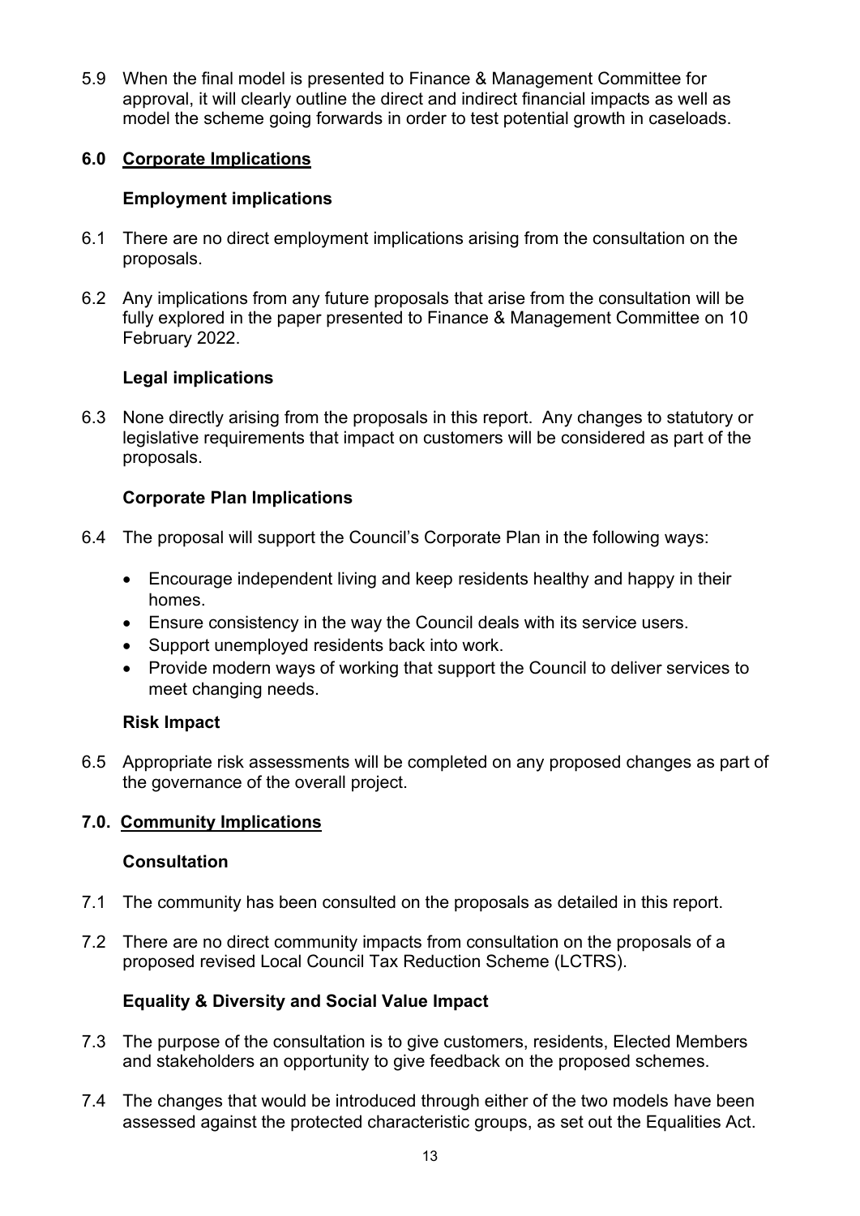5.9 When the final model is presented to Finance & Management Committee for approval, it will clearly outline the direct and indirect financial impacts as well as model the scheme going forwards in order to test potential growth in caseloads.

## 6.0 Corporate Implications

### Employment implications

6.1 There are no direct employment implications arising from the consultation on the proposals.

6.2 Any implications from any future proposals that arise from the consultation will be fully explored in the paper presented to Finance & Management Committee on 10 February 2022.

### Legal implications

6.3 None directly arising from the proposals in this report. Any changes to statutory or legislative requirements that impact on customers will be considered as part of the proposals.

### Corporate Plan Implications

6.4 The proposal will support the Council's Corporate Plan in the following ways:

- Encourage independent living and keep residents healthy and happy in their homes.
- Ensure consistency in the way the Council deals with its service users.
- Support unemployed residents back into work.
- Provide modern ways of working that support the Council to deliver services to meet changing needs.

### Risk Impact

6.5 Appropriate risk assessments will be completed on any proposed changes as part of the governance of the overall project.

## 7.0. Community Implications

### Consultation

7.1 The community has been consulted on the proposals as detailed in this report.

7.2 There are no direct community impacts from consultation on the proposals of a proposed revised Local Council Tax Reduction Scheme (LCTRS).

### Equality & Diversity and Social Value Impact

7.3 The purpose of the consultation is to give customers, residents, Elected Members and stakeholders an opportunity to give feedback on the proposed schemes.

7.4 The changes that would be introduced through either of the two models have been assessed against the protected characteristic groups, as set out the Equalities Act.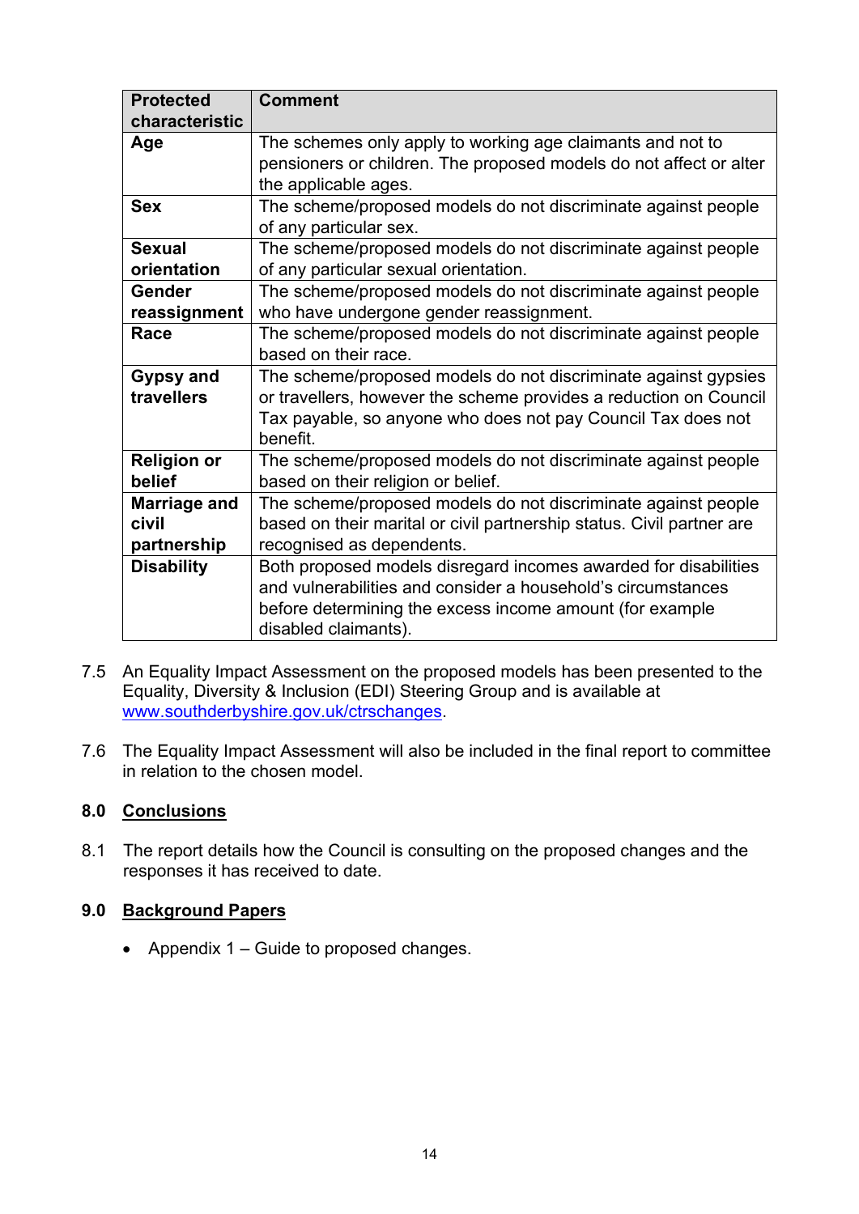| Protected characteristic | Comment |
|---|---|
| **Age** | The schemes only apply to working age claimants and not to pensioners or children. The proposed models do not affect or alter the applicable ages. |
| **Sex** | The scheme/proposed models do not discriminate against people of any particular sex. |
| **Sexual orientation** | The scheme/proposed models do not discriminate against people of any particular sexual orientation. |
| **Gender reassignment** | The scheme/proposed models do not discriminate against people who have undergone gender reassignment. |
| **Race** | The scheme/proposed models do not discriminate against people based on their race. |
| **Gypsy and travellers** | The scheme/proposed models do not discriminate against gypsies or travellers, however the scheme provides a reduction on Council Tax payable, so anyone who does not pay Council Tax does not benefit. |
| **Religion or belief** | The scheme/proposed models do not discriminate against people based on their religion or belief. |
| **Marriage and civil partnership** | The scheme/proposed models do not discriminate against people based on their marital or civil partnership status. Civil partner are recognised as dependents. |
| **Disability** | Both proposed models disregard incomes awarded for disabilities and vulnerabilities and consider a household's circumstances before determining the excess income amount (for example disabled claimants). |

7.5 An Equality Impact Assessment on the proposed models has been presented to the Equality, Diversity & Inclusion (EDI) Steering Group and is available at [www.southderbyshire.gov.uk/ctrschanges](www.southderbyshire.gov.uk/ctrschanges).

7.6 The Equality Impact Assessment will also be included in the final report to committee in relation to the chosen model.

## 8.0 Conclusions

8.1 The report details how the Council is consulting on the proposed changes and the responses it has received to date.

## 9.0 Background Papers

- Appendix 1 – Guide to proposed changes.